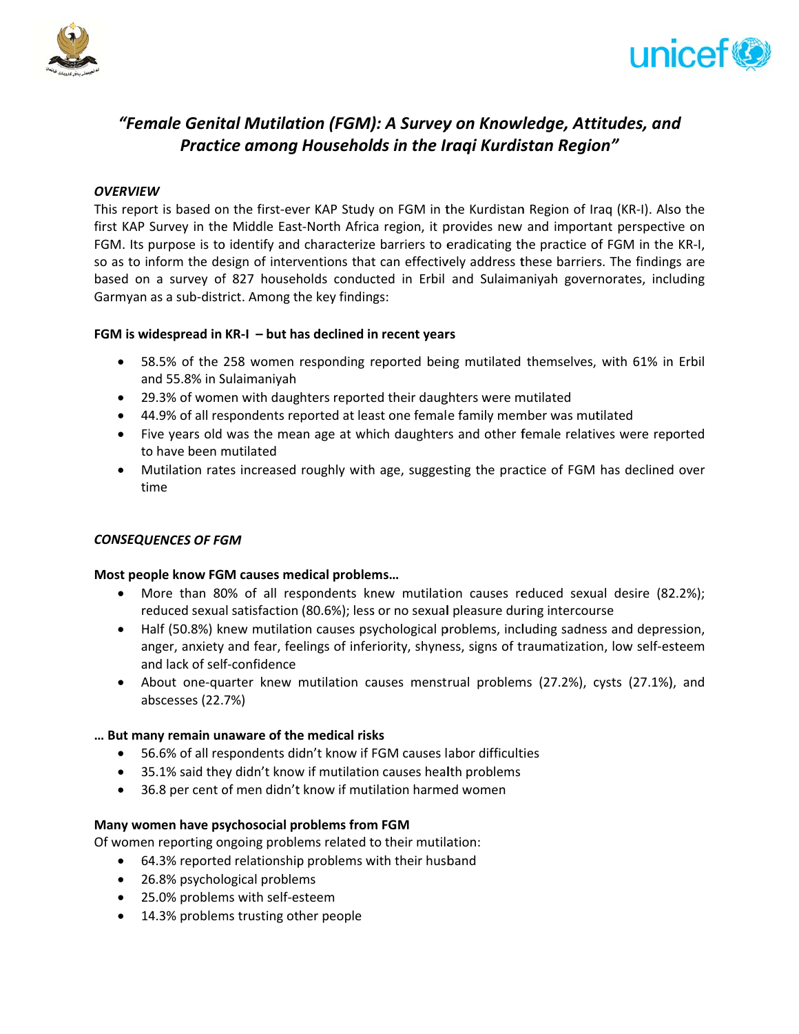# *"Female Genital Mutilation (FGM): A Survey on Knowledge, Attitudes, and Practice among Households in the Iraqi Kurdistan Region"*

## *OVERVIEW*

This report is based on the first-ever KAP Study on FGM in the Kurdistan Region of Iraq (KR-I). Also the first KAP Survey in the Middle East-North Africa region, it provides new and important perspective on FGM. Its purpose is to identify and characterize barriers to eradicating the practice of FGM in the KR-I, so as to inform the design of interventions that can effectively address these barriers. The findings are based on a survey of 827 households conducted in Erbil and Sulaimaniyah governorates, including Garmyan as a sub-district. Among the key findings:

### FGM is widespread in KR-I – but has declined in recent years

- 58.5% of the 258 women responding reported being mutilated themselves, with 61% in Erbil and 55.8% in Sulaimaniyah
- 29.3% of women with daughters reported their daughters were mutilated
- 44.9% of all respondents reported at least one female family member was mutilated
- Five years old was the mean age at which daughters and other female relatives were reported to have been mutilated
- Mutilation rates increased roughly with age, suggesting the practice of FGM has declined over time

## *CONSEQUENCES OF FGM*

### Most people know FGM causes medical problems…

- More than 80% of all respondents knew mutilation causes reduced sexual desire (82.2%); reduced sexual satisfaction (80.6%); less or no sexual pleasure during intercourse
- Half (50.8%) knew mutilation causes psychological problems, including sadness and depression, anger, anxiety and fear, feelings of inferiority, shyness, signs of traumatization, low self-esteem and lack of self-confidence
- About one-quarter knew mutilation causes menstrual problems (27.2%), cysts (27.1%), and abscesses (22.7%)

### … But many remain unaware of the medical risks

- 56.6% of all respondents didn't know if FGM causes labor difficulties
- 35.1% said they didn't know if mutilation causes health problems
- 36.8 per cent of men didn't know if mutilation harmed women

### Many women have psychosocial problems from FGM

Of women reporting ongoing problems related to their mutilation:

- 64.3% reported relationship problems with their husband
- 26.8% psychological problems
- 25.0% problems with self-esteem
- 14.3% problems trusting other people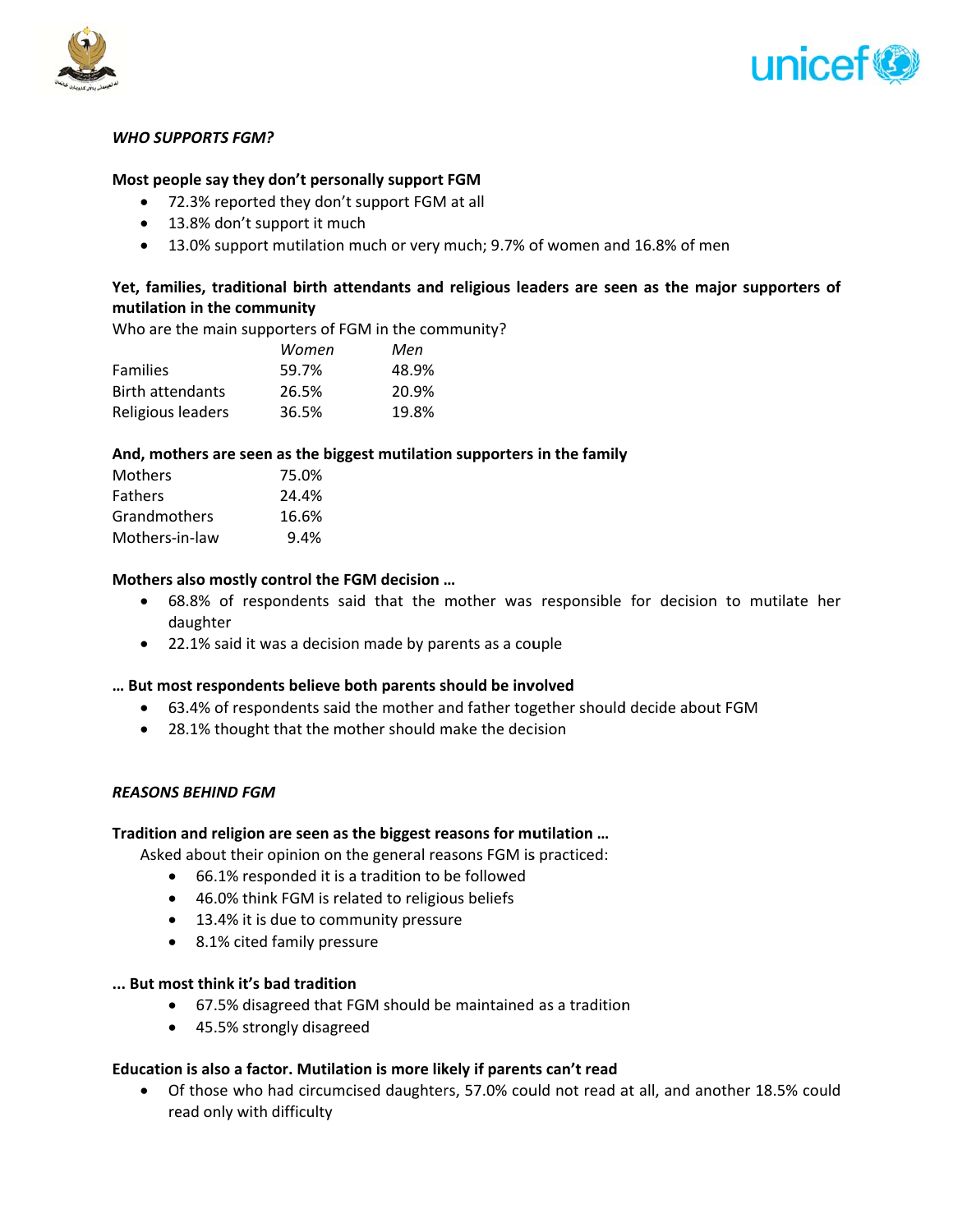***WHO SUPPORTS FGM?***

**Most people say they don't personally support FGM**

- 72.3% reported they don't support FGM at all
- 13.8% don't support it much
- 13.0% support mutilation much or very much; 9.7% of women and 16.8% of men

**Yet, families, traditional birth attendants and religious leaders are seen as the major supporters of mutilation in the community**

Who are the main supporters of FGM in the community?

| | *Women* | *Men* |
|---|---|---|
| Families | 59.7% | 48.9% |
| Birth attendants | 26.5% | 20.9% |
| Religious leaders | 36.5% | 19.8% |

**And, mothers are seen as the biggest mutilation supporters in the family**

| | |
|---|---|
| Mothers | 75.0% |
| Fathers | 24.4% |
| Grandmothers | 16.6% |
| Mothers-in-law | 9.4% |

**Mothers also mostly control the FGM decision …**

- 68.8% of respondents said that the mother was responsible for decision to mutilate her daughter
- 22.1% said it was a decision made by parents as a couple

**… But most respondents believe both parents should be involved**

- 63.4% of respondents said the mother and father together should decide about FGM
- 28.1% thought that the mother should make the decision

***REASONS BEHIND FGM***

**Tradition and religion are seen as the biggest reasons for mutilation …**

Asked about their opinion on the general reasons FGM is practiced:

- 66.1% responded it is a tradition to be followed
- 46.0% think FGM is related to religious beliefs
- 13.4% it is due to community pressure
- 8.1% cited family pressure

**... But most think it's bad tradition**

- 67.5% disagreed that FGM should be maintained as a tradition
- 45.5% strongly disagreed

**Education is also a factor. Mutilation is more likely if parents can't read**

- Of those who had circumcised daughters, 57.0% could not read at all, and another 18.5% could read only with difficulty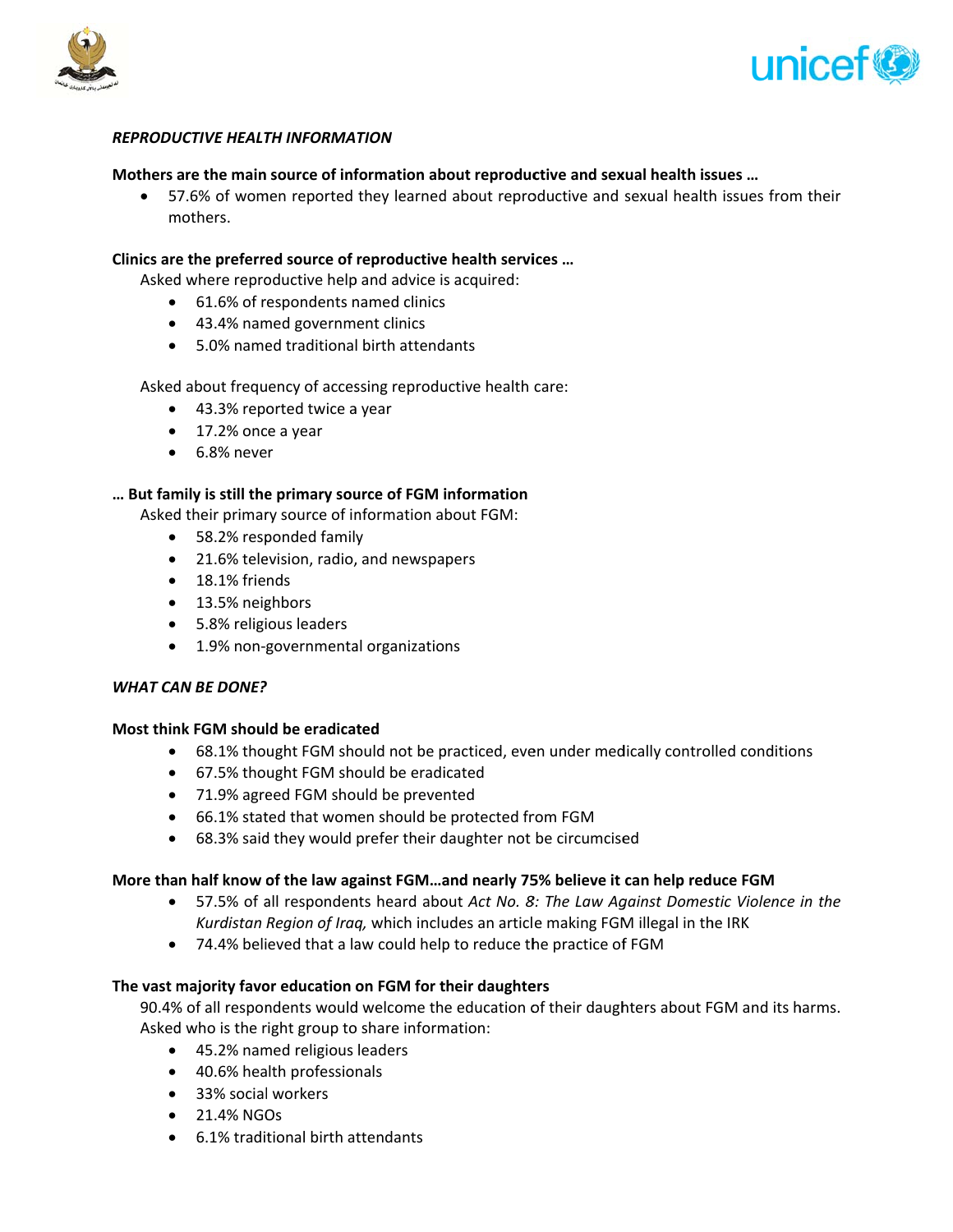*REPRODUCTIVE HEALTH INFORMATION*

**Mothers are the main source of information about reproductive and sexual health issues …**

- 57.6% of women reported they learned about reproductive and sexual health issues from their mothers.

**Clinics are the preferred source of reproductive health services …**

Asked where reproductive help and advice is acquired:

- 61.6% of respondents named clinics
- 43.4% named government clinics
- 5.0% named traditional birth attendants

Asked about frequency of accessing reproductive health care:

- 43.3% reported twice a year
- 17.2% once a year
- 6.8% never

**… But family is still the primary source of FGM information**

Asked their primary source of information about FGM:

- 58.2% responded family
- 21.6% television, radio, and newspapers
- 18.1% friends
- 13.5% neighbors
- 5.8% religious leaders
- 1.9% non-governmental organizations

*WHAT CAN BE DONE?*

**Most think FGM should be eradicated**

- 68.1% thought FGM should not be practiced, even under medically controlled conditions
- 67.5% thought FGM should be eradicated
- 71.9% agreed FGM should be prevented
- 66.1% stated that women should be protected from FGM
- 68.3% said they would prefer their daughter not be circumcised

**More than half know of the law against FGM…and nearly 75% believe it can help reduce FGM**

- 57.5% of all respondents heard about *Act No. 8: The Law Against Domestic Violence in the Kurdistan Region of Iraq,* which includes an article making FGM illegal in the IRK
- 74.4% believed that a law could help to reduce the practice of FGM

**The vast majority favor education on FGM for their daughters**

90.4% of all respondents would welcome the education of their daughters about FGM and its harms. Asked who is the right group to share information:

- 45.2% named religious leaders
- 40.6% health professionals
- 33% social workers
- 21.4% NGOs
- 6.1% traditional birth attendants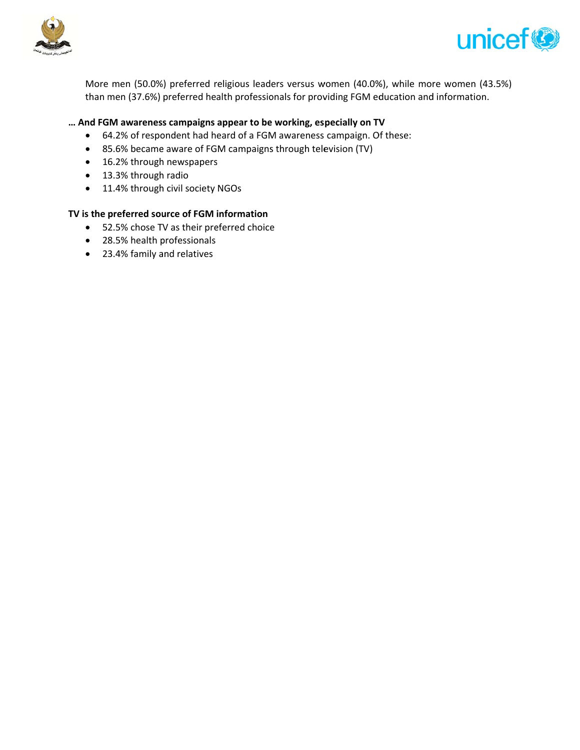More men (50.0%) preferred religious leaders versus women (40.0%), while more women (43.5%) than men (37.6%) preferred health professionals for providing FGM education and information.

**… And FGM awareness campaigns appear to be working, especially on TV**

- 64.2% of respondent had heard of a FGM awareness campaign. Of these:
- 85.6% became aware of FGM campaigns through television (TV)
- 16.2% through newspapers
- 13.3% through radio
- 11.4% through civil society NGOs

**TV is the preferred source of FGM information**

- 52.5% chose TV as their preferred choice
- 28.5% health professionals
- 23.4% family and relatives